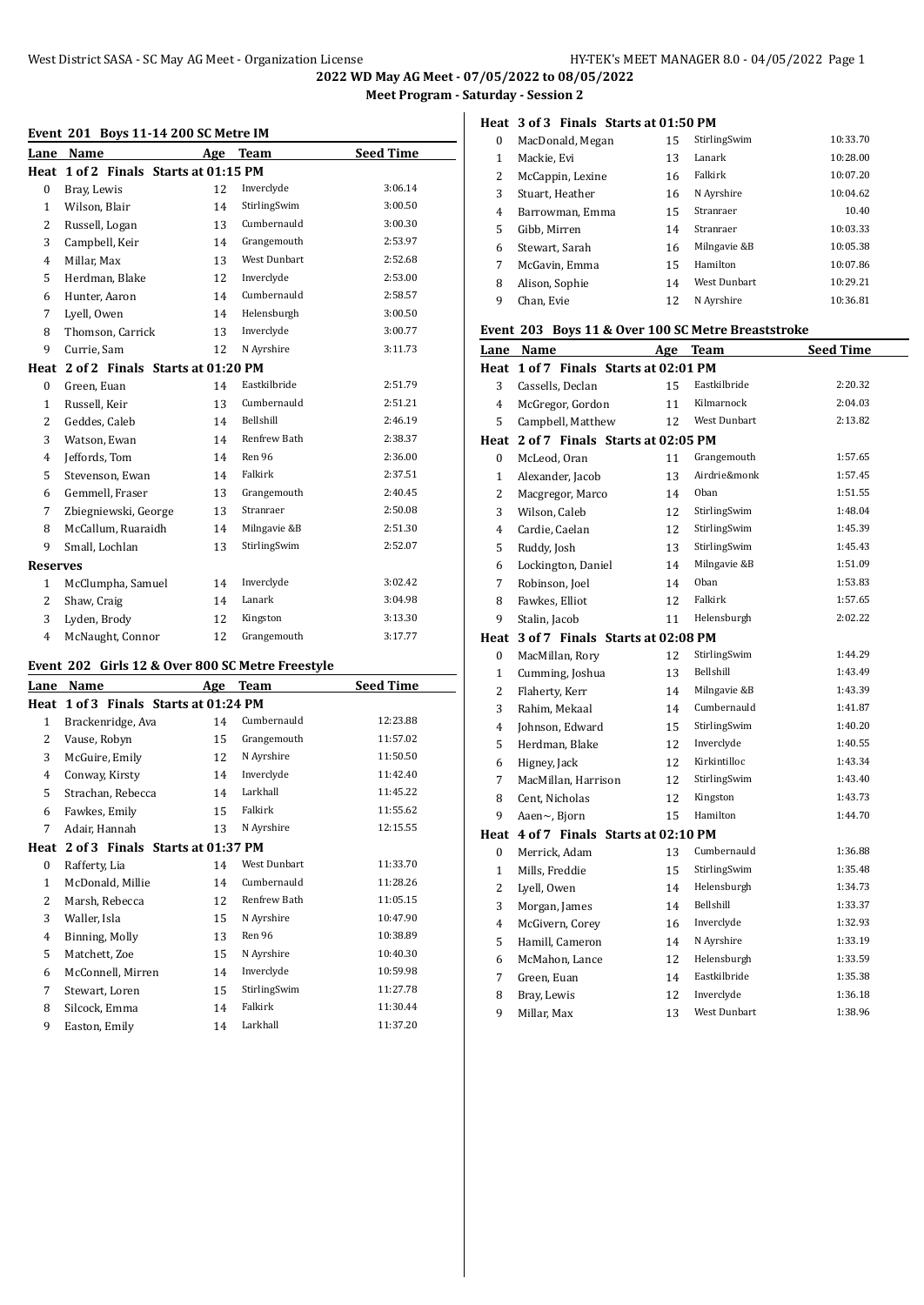**2022 WD May AG Meet - 07/05/2022 to 08/05/2022**

**Meet Program - Saturday - Session 2**

### Event 201 Boys 11-14 200 SC Metre IM

| Lane | Name | Age | Team | Seed Time |
|---|---|---|---|---|
| **Heat 1 of 2 Finals Starts at 01:15 PM** | | | | |
| 0 | Bray, Lewis | 12 | Inverclyde | 3:06.14 |
| 1 | Wilson, Blair | 14 | StirlingSwim | 3:00.50 |
| 2 | Russell, Logan | 13 | Cumbernauld | 3:00.30 |
| 3 | Campbell, Keir | 14 | Grangemouth | 2:53.97 |
| 4 | Millar, Max | 13 | West Dunbart | 2:52.68 |
| 5 | Herdman, Blake | 12 | Inverclyde | 2:53.00 |
| 6 | Hunter, Aaron | 14 | Cumbernauld | 2:58.57 |
| 7 | Lyell, Owen | 14 | Helensburgh | 3:00.50 |
| 8 | Thomson, Carrick | 13 | Inverclyde | 3:00.77 |
| 9 | Currie, Sam | 12 | N Ayrshire | 3:11.73 |
| **Heat 2 of 2 Finals Starts at 01:20 PM** | | | | |
| 0 | Green, Euan | 14 | Eastkilbride | 2:51.79 |
| 1 | Russell, Keir | 13 | Cumbernauld | 2:51.21 |
| 2 | Geddes, Caleb | 14 | Bellshill | 2:46.19 |
| 3 | Watson, Ewan | 14 | Renfrew Bath | 2:38.37 |
| 4 | Jeffords, Tom | 14 | Ren 96 | 2:36.00 |
| 5 | Stevenson, Ewan | 14 | Falkirk | 2:37.51 |
| 6 | Gemmell, Fraser | 13 | Grangemouth | 2:40.45 |
| 7 | Zbiegniewski, George | 13 | Stranraer | 2:50.08 |
| 8 | McCallum, Ruaraidh | 14 | Milngavie &B | 2:51.30 |
| 9 | Small, Lochlan | 13 | StirlingSwim | 2:52.07 |
| **Reserves** | | | | |
| 1 | McClumpha, Samuel | 14 | Inverclyde | 3:02.42 |
| 2 | Shaw, Craig | 14 | Lanark | 3:04.98 |
| 3 | Lyden, Brody | 12 | Kingston | 3:13.30 |
| 4 | McNaught, Connor | 12 | Grangemouth | 3:17.77 |

### Event 202 Girls 12 & Over 800 SC Metre Freestyle

| Lane | Name | Age | Team | Seed Time |
|---|---|---|---|---|
| **Heat 1 of 3 Finals Starts at 01:24 PM** | | | | |
| 1 | Brackenridge, Ava | 14 | Cumbernauld | 12:23.88 |
| 2 | Vause, Robyn | 15 | Grangemouth | 11:57.02 |
| 3 | McGuire, Emily | 12 | N Ayrshire | 11:50.50 |
| 4 | Conway, Kirsty | 14 | Inverclyde | 11:42.40 |
| 5 | Strachan, Rebecca | 14 | Larkhall | 11:45.22 |
| 6 | Fawkes, Emily | 15 | Falkirk | 11:55.62 |
| 7 | Adair, Hannah | 13 | N Ayrshire | 12:15.55 |
| **Heat 2 of 3 Finals Starts at 01:37 PM** | | | | |
| 0 | Rafferty, Lia | 14 | West Dunbart | 11:33.70 |
| 1 | McDonald, Millie | 14 | Cumbernauld | 11:28.26 |
| 2 | Marsh, Rebecca | 12 | Renfrew Bath | 11:05.15 |
| 3 | Waller, Isla | 15 | N Ayrshire | 10:47.90 |
| 4 | Binning, Molly | 13 | Ren 96 | 10:38.89 |
| 5 | Matchett, Zoe | 15 | N Ayrshire | 10:40.30 |
| 6 | McConnell, Mirren | 14 | Inverclyde | 10:59.98 |
| 7 | Stewart, Loren | 15 | StirlingSwim | 11:27.78 |
| 8 | Silcock, Emma | 14 | Falkirk | 11:30.44 |
| 9 | Easton, Emily | 14 | Larkhall | 11:37.20 |
| **Heat 3 of 3 Finals Starts at 01:50 PM** | | | | |
| 0 | MacDonald, Megan | 15 | StirlingSwim | 10:33.70 |
| 1 | Mackie, Evi | 13 | Lanark | 10:28.00 |
| 2 | McCappin, Lexine | 16 | Falkirk | 10:07.20 |
| 3 | Stuart, Heather | 16 | N Ayrshire | 10:04.62 |
| 4 | Barrowman, Emma | 15 | Stranraer | 10.40 |
| 5 | Gibb, Mirren | 14 | Stranraer | 10:03.33 |
| 6 | Stewart, Sarah | 16 | Milngavie &B | 10:05.38 |
| 7 | McGavin, Emma | 15 | Hamilton | 10:07.86 |
| 8 | Alison, Sophie | 14 | West Dunbart | 10:29.21 |
| 9 | Chan, Evie | 12 | N Ayrshire | 10:36.81 |

### Event 203 Boys 11 & Over 100 SC Metre Breaststroke

| Lane | Name | Age | Team | Seed Time |
|---|---|---|---|---|
| **Heat 1 of 7 Finals Starts at 02:01 PM** | | | | |
| 3 | Cassells, Declan | 15 | Eastkilbride | 2:20.32 |
| 4 | McGregor, Gordon | 11 | Kilmarnock | 2:04.03 |
| 5 | Campbell, Matthew | 12 | West Dunbart | 2:13.82 |
| **Heat 2 of 7 Finals Starts at 02:05 PM** | | | | |
| 0 | McLeod, Oran | 11 | Grangemouth | 1:57.65 |
| 1 | Alexander, Jacob | 13 | Airdrie&monk | 1:57.45 |
| 2 | Macgregor, Marco | 14 | Oban | 1:51.55 |
| 3 | Wilson, Caleb | 12 | StirlingSwim | 1:48.04 |
| 4 | Cardie, Caelan | 12 | StirlingSwim | 1:45.39 |
| 5 | Ruddy, Josh | 13 | StirlingSwim | 1:45.43 |
| 6 | Lockington, Daniel | 14 | Milngavie &B | 1:51.09 |
| 7 | Robinson, Joel | 14 | Oban | 1:53.83 |
| 8 | Fawkes, Elliot | 12 | Falkirk | 1:57.65 |
| 9 | Stalin, Jacob | 11 | Helensburgh | 2:02.22 |
| **Heat 3 of 7 Finals Starts at 02:08 PM** | | | | |
| 0 | MacMillan, Rory | 12 | StirlingSwim | 1:44.29 |
| 1 | Cumming, Joshua | 13 | Bellshill | 1:43.49 |
| 2 | Flaherty, Kerr | 14 | Milngavie &B | 1:43.39 |
| 3 | Rahim, Mekaal | 14 | Cumbernauld | 1:41.87 |
| 4 | Johnson, Edward | 15 | StirlingSwim | 1:40.20 |
| 5 | Herdman, Blake | 12 | Inverclyde | 1:40.55 |
| 6 | Higney, Jack | 12 | Kirkintilloc | 1:43.34 |
| 7 | MacMillan, Harrison | 12 | StirlingSwim | 1:43.40 |
| 8 | Cent, Nicholas | 12 | Kingston | 1:43.73 |
| 9 | Aaen~, Bjorn | 15 | Hamilton | 1:44.70 |
| **Heat 4 of 7 Finals Starts at 02:10 PM** | | | | |
| 0 | Merrick, Adam | 13 | Cumbernauld | 1:36.88 |
| 1 | Mills, Freddie | 15 | StirlingSwim | 1:35.48 |
| 2 | Lyell, Owen | 14 | Helensburgh | 1:34.73 |
| 3 | Morgan, James | 14 | Bellshill | 1:33.37 |
| 4 | McGivern, Corey | 16 | Inverclyde | 1:32.93 |
| 5 | Hamill, Cameron | 14 | N Ayrshire | 1:33.19 |
| 6 | McMahon, Lance | 12 | Helensburgh | 1:33.59 |
| 7 | Green, Euan | 14 | Eastkilbride | 1:35.38 |
| 8 | Bray, Lewis | 12 | Inverclyde | 1:36.18 |
| 9 | Millar, Max | 13 | West Dunbart | 1:38.96 |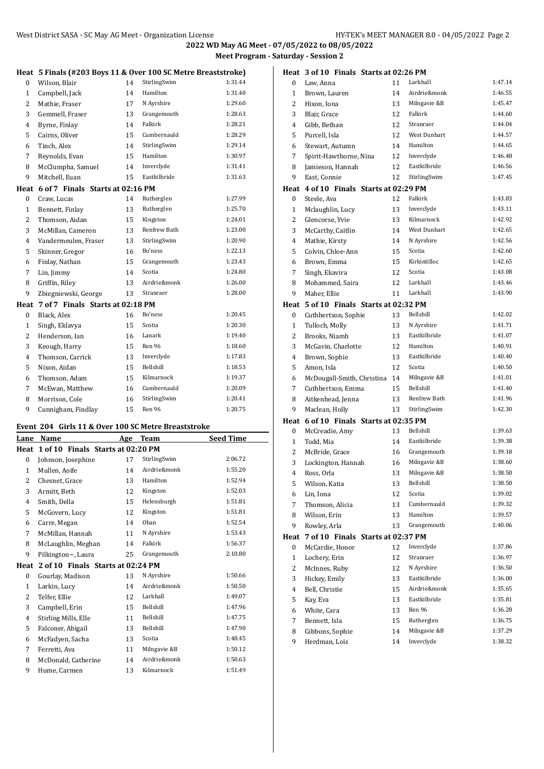**2022 WD May AG Meet - 07/05/2022 to 08/05/2022**

**Meet Program - Saturday - Session 2**

**Heat 5 Finals (#203 Boys 11 & Over 100 SC Metre Breaststroke)**

| Lane | Name | Age | Team | Seed Time |
|---|---|---|---|---|
| 0 | Wilson, Blair | 14 | StirlingSwim | 1:31.44 |
| 1 | Campbell, Jack | 14 | Hamilton | 1:31.40 |
| 2 | Mathie, Fraser | 17 | N Ayrshire | 1:29.60 |
| 3 | Gemmell, Fraser | 13 | Grangemouth | 1:28.63 |
| 4 | Byrne, Finlay | 14 | Falkirk | 1:28.21 |
| 5 | Cairns, Oliver | 15 | Cumbernauld | 1:28.29 |
| 6 | Tinch, Alex | 14 | StirlingSwim | 1:29.14 |
| 7 | Reynolds, Evan | 15 | Hamilton | 1:30.97 |
| 8 | McClumpha, Samuel | 14 | Inverclyde | 1:31.41 |
| 9 | Mitchell, Euan | 15 | Eastkilbride | 1:31.63 |

**Heat 6 of 7 Finals Starts at 02:16 PM**

| Lane | Name | Age | Team | Seed Time |
|---|---|---|---|---|
| 0 | Craw, Lucas | 14 | Rutherglen | 1:27.99 |
| 1 | Bennett, Finlay | 13 | Rutherglen | 1:25.70 |
| 2 | Thomson, Aidan | 15 | Kingston | 1:24.01 |
| 3 | McMillan, Cameron | 13 | Renfrew Bath | 1:23.00 |
| 4 | Vandermeulen, Fraser | 13 | StirlingSwim | 1:20.90 |
| 5 | Skinner, Gregor | 16 | Bo'ness | 1:22.13 |
| 6 | Finlay, Nathan | 15 | Grangemouth | 1:23.43 |
| 7 | Lin, Jimmy | 14 | Scotia | 1:24.80 |
| 8 | Griffin, Riley | 13 | Airdrie&monk | 1:26.00 |
| 9 | Zbiegniewski, George | 13 | Stranraer | 1:28.00 |

**Heat 7 of 7 Finals Starts at 02:18 PM**

| Lane | Name | Age | Team | Seed Time |
|---|---|---|---|---|
| 0 | Black, Alex | 16 | Bo'ness | 1:20.45 |
| 1 | Singh, Eklavya | 15 | Scotia | 1:20.30 |
| 2 | Henderson, Ian | 16 | Lanark | 1:19.40 |
| 3 | Keough, Harry | 15 | Ren 96 | 1:18.60 |
| 4 | Thomson, Carrick | 13 | Inverclyde | 1:17.83 |
| 5 | Nixon, Aidan | 15 | Bellshill | 1:18.53 |
| 6 | Thomson, Adam | 15 | Kilmarnock | 1:19.37 |
| 7 | McEwan, Matthew | 16 | Cumbernauld | 1:20.09 |
| 8 | Morrison, Cole | 16 | StirlingSwim | 1:20.41 |
| 9 | Cunnigham, Findlay | 15 | Ren 96 | 1:20.75 |

## Event 204 Girls 11 & Over 100 SC Metre Breaststroke

**Heat 1 of 10 Finals Starts at 02:20 PM**

| Lane | Name | Age | Team | Seed Time |
|---|---|---|---|---|
| 0 | Johnson, Josephine | 17 | StirlingSwim | 2:06.72 |
| 1 | Mullen, Aoife | 14 | Airdrie&monk | 1:55.20 |
| 2 | Chesnet, Grace | 13 | Hamilton | 1:52.94 |
| 3 | Armitt, Beth | 12 | Kingston | 1:52.03 |
| 4 | Smith, Della | 15 | Helensburgh | 1:51.81 |
| 5 | McGovern, Lucy | 12 | Kingston | 1:51.81 |
| 6 | Carre, Megan | 14 | Oban | 1:52.54 |
| 7 | McMillan, Hannah | 11 | N Ayrshire | 1:53.43 |
| 8 | McLaughlin, Meghan | 14 | Falkirk | 1:56.37 |
| 9 | Pilkington~, Laura | 25 | Grangemouth | 2:10.80 |

**Heat 2 of 10 Finals Starts at 02:24 PM**

| Lane | Name | Age | Team | Seed Time |
|---|---|---|---|---|
| 0 | Gourlay, Madison | 13 | N Ayrshire | 1:50.66 |
| 1 | Larkin, Lucy | 14 | Airdrie&monk | 1:50.50 |
| 2 | Telfer, Ellie | 12 | Larkhall | 1:49.07 |
| 3 | Campbell, Erin | 15 | Bellshill | 1:47.96 |
| 4 | Stirling Mills, Elle | 11 | Bellshill | 1:47.75 |
| 5 | Falconer, Abigail | 13 | Bellshill | 1:47.90 |
| 6 | McFadyen, Sacha | 13 | Scotia | 1:48.45 |
| 7 | Ferretti, Ava | 11 | Milngavie &B | 1:50.12 |
| 8 | McDonald, Catherine | 14 | Airdrie&monk | 1:50.63 |
| 9 | Hume, Carmen | 13 | Kilmarnock | 1:51.49 |

**Heat 3 of 10 Finals Starts at 02:26 PM**

| Lane | Name | Age | Team | Seed Time |
|---|---|---|---|---|
| 0 | Law, Anna | 11 | Larkhall | 1:47.14 |
| 1 | Brown, Lauren | 14 | Airdrie&monk | 1:46.55 |
| 2 | Hixon, Iona | 13 | Milngavie &B | 1:45.47 |
| 3 | Blair, Grace | 12 | Falkirk | 1:44.60 |
| 4 | Gibb, Bethan | 12 | Stranraer | 1:44.04 |
| 5 | Purcell, Isla | 12 | West Dunbart | 1:44.57 |
| 6 | Stewart, Autumn | 14 | Hamilton | 1:44.65 |
| 7 | Spirit-Hawthorne, Nina | 12 | Inverclyde | 1:46.48 |
| 8 | Jamieson, Hannah | 12 | Eastkilbride | 1:46.56 |
| 9 | East, Connie | 12 | StirlingSwim | 1:47.45 |

**Heat 4 of 10 Finals Starts at 02:29 PM**

| Lane | Name | Age | Team | Seed Time |
|---|---|---|---|---|
| 0 | Steele, Ava | 12 | Falkirk | 1:43.83 |
| 1 | Mclaughlin, Lucy | 13 | Inverclyde | 1:43.11 |
| 2 | Glencorse, Yvie | 13 | Kilmarnock | 1:42.92 |
| 3 | McCarthy, Caitlin | 14 | West Dunbart | 1:42.65 |
| 4 | Mathie, Kirsty | 14 | N Ayrshire | 1:42.56 |
| 5 | Colvin, Chloe-Ann | 15 | Scotia | 1:42.60 |
| 6 | Brown, Emma | 15 | Kirkintilloc | 1:42.65 |
| 7 | Singh, Ekavira | 12 | Scotia | 1:43.08 |
| 8 | Mohammed, Saira | 12 | Larkhall | 1:43.46 |
| 9 | Maher, Ellie | 11 | Larkhall | 1:43.90 |

**Heat 5 of 10 Finals Starts at 02:32 PM**

| Lane | Name | Age | Team | Seed Time |
|---|---|---|---|---|
| 0 | Cuthbertson, Sophie | 13 | Bellshill | 1:42.02 |
| 1 | Tulloch, Molly | 13 | N Ayrshire | 1:41.71 |
| 2 | Brooks, Niamh | 13 | Eastkilbride | 1:41.07 |
| 3 | McGavin, Charlotte | 12 | Hamilton | 1:40.91 |
| 4 | Brown, Sophie | 13 | Eastkilbride | 1:40.40 |
| 5 | Amon, Isla | 12 | Scotia | 1:40.50 |
| 6 | McDougall-Smith, Christina | 14 | Milngavie &B | 1:41.01 |
| 7 | Cuthbertson, Emma | 15 | Bellshill | 1:41.40 |
| 8 | Aitkenhead, Jenna | 13 | Renfrew Bath | 1:41.96 |
| 9 | Maclean, Holly | 13 | StirlingSwim | 1:42.30 |

**Heat 6 of 10 Finals Starts at 02:35 PM**

| Lane | Name | Age | Team | Seed Time |
|---|---|---|---|---|
| 0 | McCreadie, Amy | 13 | Bellshill | 1:39.63 |
| 1 | Todd, Mia | 14 | Eastkilbride | 1:39.38 |
| 2 | McBride, Grace | 16 | Grangemouth | 1:39.18 |
| 3 | Lockington, Hannah | 16 | Milngavie &B | 1:38.60 |
| 4 | Ross, Orla | 13 | Milngavie &B | 1:38.50 |
| 5 | Wilson, Katia | 13 | Bellshill | 1:38.50 |
| 6 | Lin, Iona | 12 | Scotia | 1:39.02 |
| 7 | Thomson, Alicia | 13 | Cumbernauld | 1:39.32 |
| 8 | Wilson, Erin | 13 | Hamilton | 1:39.57 |
| 9 | Rowley, Arla | 13 | Grangemouth | 1:40.06 |

**Heat 7 of 10 Finals Starts at 02:37 PM**

| Lane | Name | Age | Team | Seed Time |
|---|---|---|---|---|
| 0 | McCardie, Honor | 12 | Inverclyde | 1:37.86 |
| 1 | Lochery, Erin | 12 | Stranraer | 1:36.97 |
| 2 | McInnes, Ruby | 12 | N Ayrshire | 1:36.50 |
| 3 | Hickey, Emily | 13 | Eastkilbride | 1:36.00 |
| 4 | Bell, Christie | 15 | Airdrie&monk | 1:35.65 |
| 5 | Kay, Eva | 13 | Eastkilbride | 1:35.81 |
| 6 | White, Cara | 13 | Ren 96 | 1:36.28 |
| 7 | Bennett, Isla | 15 | Rutherglen | 1:36.75 |
| 8 | Gibbons, Sophie | 14 | Milngavie &B | 1:37.29 |
| 9 | Herdman, Lois | 14 | Inverclyde | 1:38.32 |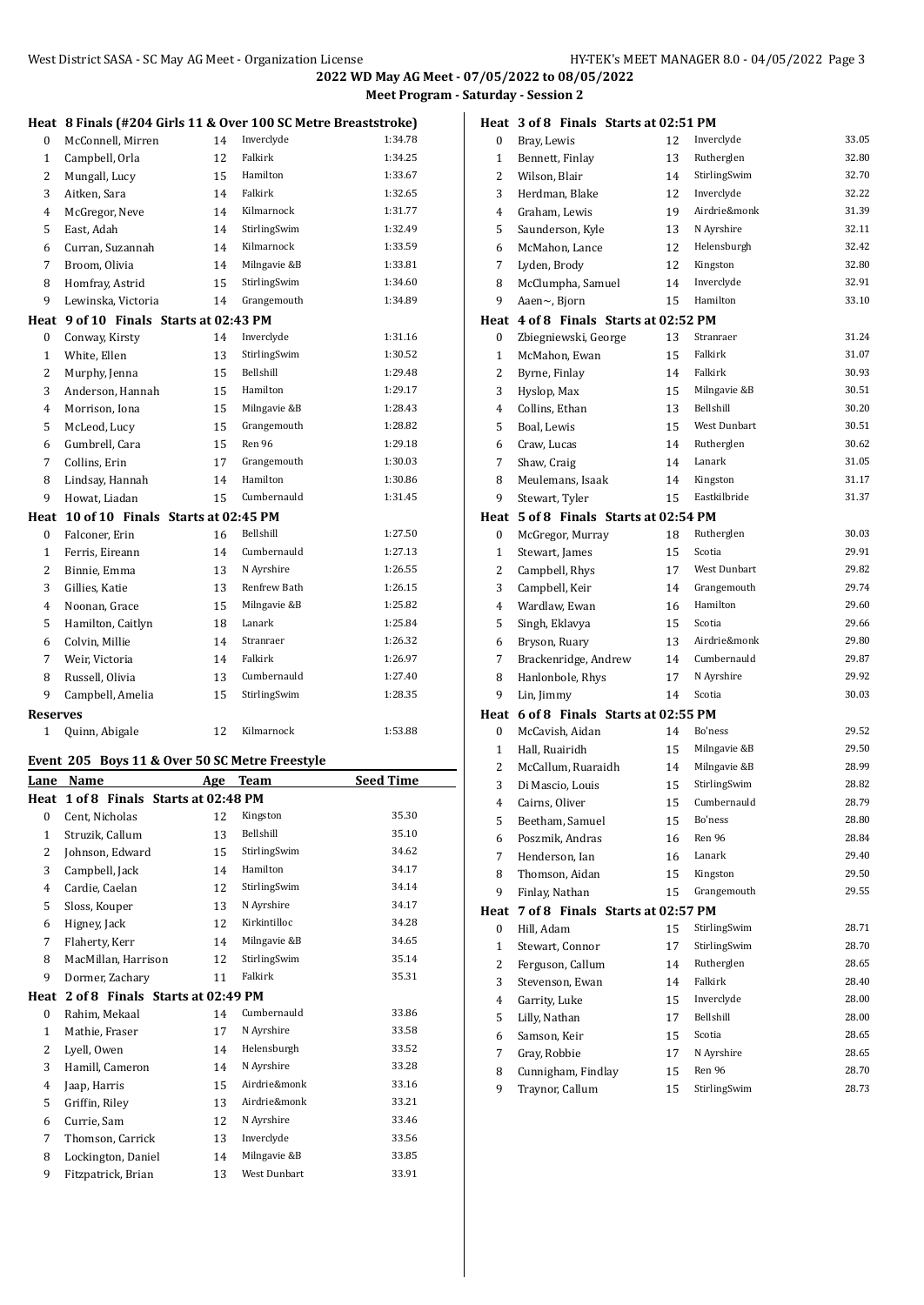**2022 WD May AG Meet - 07/05/2022 to 08/05/2022**

**Meet Program - Saturday - Session 2**

### Heat 8 Finals (#204 Girls 11 & Over 100 SC Metre Breaststroke)

| Lane | Name | Age | Team | Seed Time |
|---|---|---|---|---|
| 0 | McConnell, Mirren | 14 | Inverclyde | 1:34.78 |
| 1 | Campbell, Orla | 12 | Falkirk | 1:34.25 |
| 2 | Mungall, Lucy | 15 | Hamilton | 1:33.67 |
| 3 | Aitken, Sara | 14 | Falkirk | 1:32.65 |
| 4 | McGregor, Neve | 14 | Kilmarnock | 1:31.77 |
| 5 | East, Adah | 14 | StirlingSwim | 1:32.49 |
| 6 | Curran, Suzannah | 14 | Kilmarnock | 1:33.59 |
| 7 | Broom, Olivia | 14 | Milngavie &B | 1:33.81 |
| 8 | Homfray, Astrid | 15 | StirlingSwim | 1:34.60 |
| 9 | Lewinska, Victoria | 14 | Grangemouth | 1:34.89 |

### Heat 9 of 10 Finals Starts at 02:43 PM

| Lane | Name | Age | Team | Seed Time |
|---|---|---|---|---|
| 0 | Conway, Kirsty | 14 | Inverclyde | 1:31.16 |
| 1 | White, Ellen | 13 | StirlingSwim | 1:30.52 |
| 2 | Murphy, Jenna | 15 | Bellshill | 1:29.48 |
| 3 | Anderson, Hannah | 15 | Hamilton | 1:29.17 |
| 4 | Morrison, Iona | 15 | Milngavie &B | 1:28.43 |
| 5 | McLeod, Lucy | 15 | Grangemouth | 1:28.82 |
| 6 | Gumbrell, Cara | 15 | Ren 96 | 1:29.18 |
| 7 | Collins, Erin | 17 | Grangemouth | 1:30.03 |
| 8 | Lindsay, Hannah | 14 | Hamilton | 1:30.86 |
| 9 | Howat, Liadan | 15 | Cumbernauld | 1:31.45 |

### Heat 10 of 10 Finals Starts at 02:45 PM

| Lane | Name | Age | Team | Seed Time |
|---|---|---|---|---|
| 0 | Falconer, Erin | 16 | Bellshill | 1:27.50 |
| 1 | Ferris, Eireann | 14 | Cumbernauld | 1:27.13 |
| 2 | Binnie, Emma | 13 | N Ayrshire | 1:26.55 |
| 3 | Gillies, Katie | 13 | Renfrew Bath | 1:26.15 |
| 4 | Noonan, Grace | 15 | Milngavie &B | 1:25.82 |
| 5 | Hamilton, Caitlyn | 18 | Lanark | 1:25.84 |
| 6 | Colvin, Millie | 14 | Stranraer | 1:26.32 |
| 7 | Weir, Victoria | 14 | Falkirk | 1:26.97 |
| 8 | Russell, Olivia | 13 | Cumbernauld | 1:27.40 |
| 9 | Campbell, Amelia | 15 | StirlingSwim | 1:28.35 |

**Reserves**

| | Name | Age | Team | Seed Time |
|---|---|---|---|---|
| 1 | Quinn, Abigale | 12 | Kilmarnock | 1:53.88 |

## Event 205 Boys 11 & Over 50 SC Metre Freestyle

### Heat 1 of 8 Finals Starts at 02:48 PM

| Lane | Name | Age | Team | Seed Time |
|---|---|---|---|---|
| 0 | Cent, Nicholas | 12 | Kingston | 35.30 |
| 1 | Struzik, Callum | 13 | Bellshill | 35.10 |
| 2 | Johnson, Edward | 15 | StirlingSwim | 34.62 |
| 3 | Campbell, Jack | 14 | Hamilton | 34.17 |
| 4 | Cardie, Caelan | 12 | StirlingSwim | 34.14 |
| 5 | Sloss, Kouper | 13 | N Ayrshire | 34.17 |
| 6 | Higney, Jack | 12 | Kirkintilloc | 34.28 |
| 7 | Flaherty, Kerr | 14 | Milngavie &B | 34.65 |
| 8 | MacMillan, Harrison | 12 | StirlingSwim | 35.14 |
| 9 | Dormer, Zachary | 11 | Falkirk | 35.31 |

### Heat 2 of 8 Finals Starts at 02:49 PM

| Lane | Name | Age | Team | Seed Time |
|---|---|---|---|---|
| 0 | Rahim, Mekaal | 14 | Cumbernauld | 33.86 |
| 1 | Mathie, Fraser | 17 | N Ayrshire | 33.58 |
| 2 | Lyell, Owen | 14 | Helensburgh | 33.52 |
| 3 | Hamill, Cameron | 14 | N Ayrshire | 33.28 |
| 4 | Jaap, Harris | 15 | Airdrie&monk | 33.16 |
| 5 | Griffin, Riley | 13 | Airdrie&monk | 33.21 |
| 6 | Currie, Sam | 12 | N Ayrshire | 33.46 |
| 7 | Thomson, Carrick | 13 | Inverclyde | 33.56 |
| 8 | Lockington, Daniel | 14 | Milngavie &B | 33.85 |
| 9 | Fitzpatrick, Brian | 13 | West Dunbart | 33.91 |

### Heat 3 of 8 Finals Starts at 02:51 PM

| Lane | Name | Age | Team | Seed Time |
|---|---|---|---|---|
| 0 | Bray, Lewis | 12 | Inverclyde | 33.05 |
| 1 | Bennett, Finlay | 13 | Rutherglen | 32.80 |
| 2 | Wilson, Blair | 14 | StirlingSwim | 32.70 |
| 3 | Herdman, Blake | 12 | Inverclyde | 32.22 |
| 4 | Graham, Lewis | 19 | Airdrie&monk | 31.39 |
| 5 | Saunderson, Kyle | 13 | N Ayrshire | 32.11 |
| 6 | McMahon, Lance | 12 | Helensburgh | 32.42 |
| 7 | Lyden, Brody | 12 | Kingston | 32.80 |
| 8 | McClumpha, Samuel | 14 | Inverclyde | 32.91 |
| 9 | Aaen~, Bjorn | 15 | Hamilton | 33.10 |

### Heat 4 of 8 Finals Starts at 02:52 PM

| Lane | Name | Age | Team | Seed Time |
|---|---|---|---|---|
| 0 | Zbiegniewski, George | 13 | Stranraer | 31.24 |
| 1 | McMahon, Ewan | 15 | Falkirk | 31.07 |
| 2 | Byrne, Finlay | 14 | Falkirk | 30.93 |
| 3 | Hyslop, Max | 15 | Milngavie &B | 30.51 |
| 4 | Collins, Ethan | 13 | Bellshill | 30.20 |
| 5 | Boal, Lewis | 15 | West Dunbart | 30.51 |
| 6 | Craw, Lucas | 14 | Rutherglen | 30.62 |
| 7 | Shaw, Craig | 14 | Lanark | 31.05 |
| 8 | Meulemans, Isaak | 14 | Kingston | 31.17 |
| 9 | Stewart, Tyler | 15 | Eastkilbride | 31.37 |

### Heat 5 of 8 Finals Starts at 02:54 PM

| Lane | Name | Age | Team | Seed Time |
|---|---|---|---|---|
| 0 | McGregor, Murray | 18 | Rutherglen | 30.03 |
| 1 | Stewart, James | 15 | Scotia | 29.91 |
| 2 | Campbell, Rhys | 17 | West Dunbart | 29.82 |
| 3 | Campbell, Keir | 14 | Grangemouth | 29.74 |
| 4 | Wardlaw, Ewan | 16 | Hamilton | 29.60 |
| 5 | Singh, Eklavya | 15 | Scotia | 29.66 |
| 6 | Bryson, Ruary | 13 | Airdrie&monk | 29.80 |
| 7 | Brackenridge, Andrew | 14 | Cumbernauld | 29.87 |
| 8 | Hanlonbole, Rhys | 17 | N Ayrshire | 29.92 |
| 9 | Lin, Jimmy | 14 | Scotia | 30.03 |

### Heat 6 of 8 Finals Starts at 02:55 PM

| Lane | Name | Age | Team | Seed Time |
|---|---|---|---|---|
| 0 | McCavish, Aidan | 14 | Bo'ness | 29.52 |
| 1 | Hall, Ruairidh | 15 | Milngavie &B | 29.50 |
| 2 | McCallum, Ruaraidh | 14 | Milngavie &B | 28.99 |
| 3 | Di Mascio, Louis | 15 | StirlingSwim | 28.82 |
| 4 | Cairns, Oliver | 15 | Cumbernauld | 28.79 |
| 5 | Beetham, Samuel | 15 | Bo'ness | 28.80 |
| 6 | Poszmik, Andras | 16 | Ren 96 | 28.84 |
| 7 | Henderson, Ian | 16 | Lanark | 29.40 |
| 8 | Thomson, Aidan | 15 | Kingston | 29.50 |
| 9 | Finlay, Nathan | 15 | Grangemouth | 29.55 |

### Heat 7 of 8 Finals Starts at 02:57 PM

| Lane | Name | Age | Team | Seed Time |
|---|---|---|---|---|
| 0 | Hill, Adam | 15 | StirlingSwim | 28.71 |
| 1 | Stewart, Connor | 17 | StirlingSwim | 28.70 |
| 2 | Ferguson, Callum | 14 | Rutherglen | 28.65 |
| 3 | Stevenson, Ewan | 14 | Falkirk | 28.40 |
| 4 | Garrity, Luke | 15 | Inverclyde | 28.00 |
| 5 | Lilly, Nathan | 17 | Bellshill | 28.00 |
| 6 | Samson, Keir | 15 | Scotia | 28.65 |
| 7 | Gray, Robbie | 17 | N Ayrshire | 28.65 |
| 8 | Cunnigham, Findlay | 15 | Ren 96 | 28.70 |
| 9 | Traynor, Callum | 15 | StirlingSwim | 28.73 |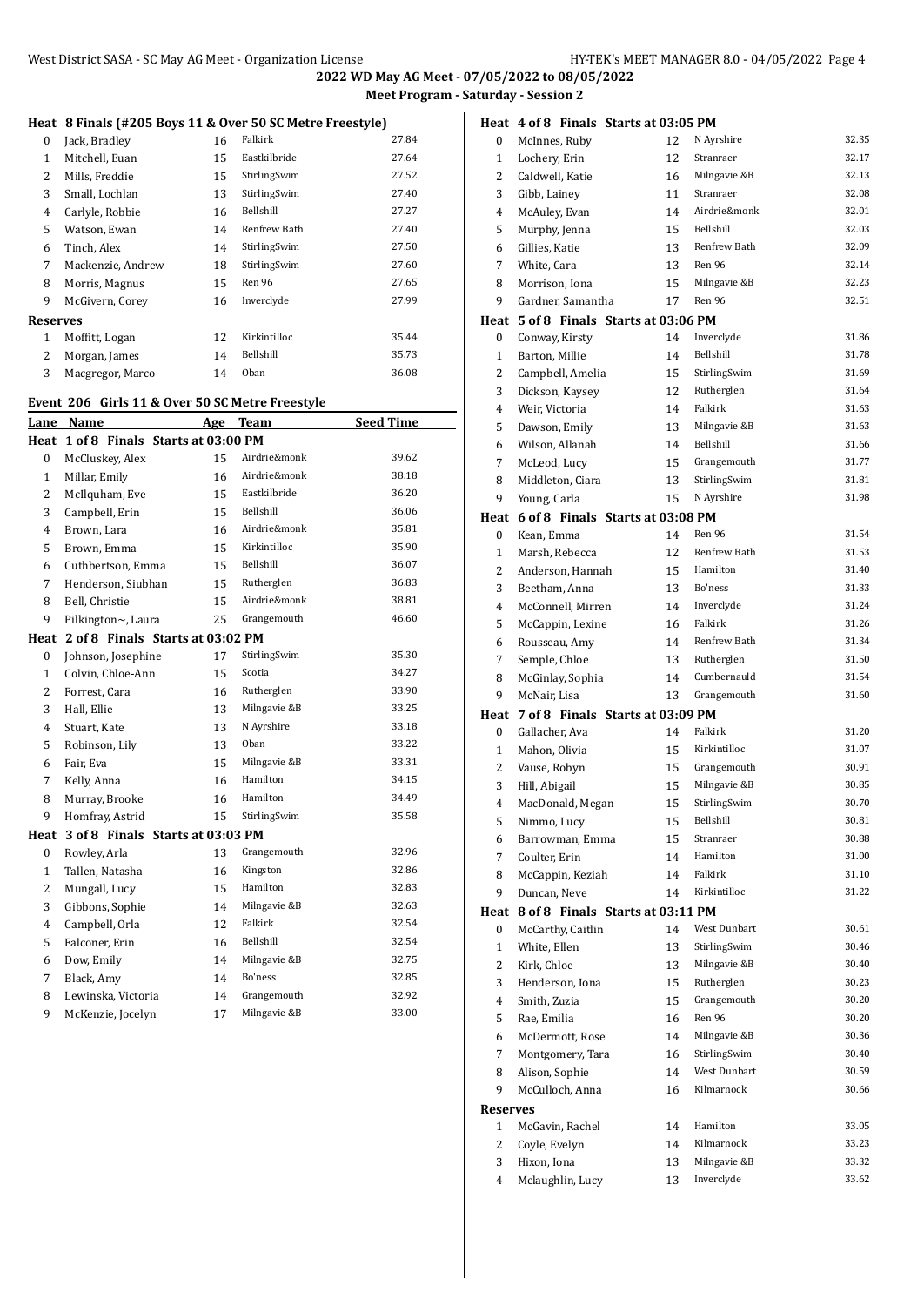2022 WD May AG Meet - 07/05/2022 to 08/05/2022

Meet Program - Saturday - Session 2

**Heat 8 Finals (#205 Boys 11 & Over 50 SC Metre Freestyle)**

| Lane | Name | Age | Team | Seed Time |
|---|---|---|---|---|
| 0 | Jack, Bradley | 16 | Falkirk | 27.84 |
| 1 | Mitchell, Euan | 15 | Eastkilbride | 27.64 |
| 2 | Mills, Freddie | 15 | StirlingSwim | 27.52 |
| 3 | Small, Lochlan | 13 | StirlingSwim | 27.40 |
| 4 | Carlyle, Robbie | 16 | Bellshill | 27.27 |
| 5 | Watson, Ewan | 14 | Renfrew Bath | 27.40 |
| 6 | Tinch, Alex | 14 | StirlingSwim | 27.50 |
| 7 | Mackenzie, Andrew | 18 | StirlingSwim | 27.60 |
| 8 | Morris, Magnus | 15 | Ren 96 | 27.65 |
| 9 | McGivern, Corey | 16 | Inverclyde | 27.99 |

**Reserves**

| | Name | Age | Team | Seed Time |
|---|---|---|---|---|
| 1 | Moffitt, Logan | 12 | Kirkintilloc | 35.44 |
| 2 | Morgan, James | 14 | Bellshill | 35.73 |
| 3 | Macgregor, Marco | 14 | Oban | 36.08 |

## Event 206 Girls 11 & Over 50 SC Metre Freestyle

| Lane | Name | Age | Team | Seed Time |
|---|---|---|---|---|
| **Heat 1 of 8 Finals Starts at 03:00 PM** | | | | |
| 0 | McCluskey, Alex | 15 | Airdrie&monk | 39.62 |
| 1 | Millar, Emily | 16 | Airdrie&monk | 38.18 |
| 2 | McIlquham, Eve | 15 | Eastkilbride | 36.20 |
| 3 | Campbell, Erin | 15 | Bellshill | 36.06 |
| 4 | Brown, Lara | 16 | Airdrie&monk | 35.81 |
| 5 | Brown, Emma | 15 | Kirkintilloc | 35.90 |
| 6 | Cuthbertson, Emma | 15 | Bellshill | 36.07 |
| 7 | Henderson, Siubhan | 15 | Rutherglen | 36.83 |
| 8 | Bell, Christie | 15 | Airdrie&monk | 38.81 |
| 9 | Pilkington~, Laura | 25 | Grangemouth | 46.60 |
| **Heat 2 of 8 Finals Starts at 03:02 PM** | | | | |
| 0 | Johnson, Josephine | 17 | StirlingSwim | 35.30 |
| 1 | Colvin, Chloe-Ann | 15 | Scotia | 34.27 |
| 2 | Forrest, Cara | 16 | Rutherglen | 33.90 |
| 3 | Hall, Ellie | 13 | Milngavie &B | 33.25 |
| 4 | Stuart, Kate | 13 | N Ayrshire | 33.18 |
| 5 | Robinson, Lily | 13 | Oban | 33.22 |
| 6 | Fair, Eva | 15 | Milngavie &B | 33.31 |
| 7 | Kelly, Anna | 16 | Hamilton | 34.15 |
| 8 | Murray, Brooke | 16 | Hamilton | 34.49 |
| 9 | Homfray, Astrid | 15 | StirlingSwim | 35.58 |
| **Heat 3 of 8 Finals Starts at 03:03 PM** | | | | |
| 0 | Rowley, Arla | 13 | Grangemouth | 32.96 |
| 1 | Tallen, Natasha | 16 | Kingston | 32.86 |
| 2 | Mungall, Lucy | 15 | Hamilton | 32.83 |
| 3 | Gibbons, Sophie | 14 | Milngavie &B | 32.63 |
| 4 | Campbell, Orla | 12 | Falkirk | 32.54 |
| 5 | Falconer, Erin | 16 | Bellshill | 32.54 |
| 6 | Dow, Emily | 14 | Milngavie &B | 32.75 |
| 7 | Black, Amy | 14 | Bo'ness | 32.85 |
| 8 | Lewinska, Victoria | 14 | Grangemouth | 32.92 |
| 9 | McKenzie, Jocelyn | 17 | Milngavie &B | 33.00 |
| **Heat 4 of 8 Finals Starts at 03:05 PM** | | | | |
| 0 | McInnes, Ruby | 12 | N Ayrshire | 32.35 |
| 1 | Lochery, Erin | 12 | Stranraer | 32.17 |
| 2 | Caldwell, Katie | 16 | Milngavie &B | 32.13 |
| 3 | Gibb, Lainey | 11 | Stranraer | 32.08 |
| 4 | McAuley, Evan | 14 | Airdrie&monk | 32.01 |
| 5 | Murphy, Jenna | 15 | Bellshill | 32.03 |
| 6 | Gillies, Katie | 13 | Renfrew Bath | 32.09 |
| 7 | White, Cara | 13 | Ren 96 | 32.14 |
| 8 | Morrison, Iona | 15 | Milngavie &B | 32.23 |
| 9 | Gardner, Samantha | 17 | Ren 96 | 32.51 |
| **Heat 5 of 8 Finals Starts at 03:06 PM** | | | | |
| 0 | Conway, Kirsty | 14 | Inverclyde | 31.86 |
| 1 | Barton, Millie | 14 | Bellshill | 31.78 |
| 2 | Campbell, Amelia | 15 | StirlingSwim | 31.69 |
| 3 | Dickson, Kaysey | 12 | Rutherglen | 31.64 |
| 4 | Weir, Victoria | 14 | Falkirk | 31.63 |
| 5 | Dawson, Emily | 13 | Milngavie &B | 31.63 |
| 6 | Wilson, Allanah | 14 | Bellshill | 31.66 |
| 7 | McLeod, Lucy | 15 | Grangemouth | 31.77 |
| 8 | Middleton, Ciara | 13 | StirlingSwim | 31.81 |
| 9 | Young, Carla | 15 | N Ayrshire | 31.98 |
| **Heat 6 of 8 Finals Starts at 03:08 PM** | | | | |
| 0 | Kean, Emma | 14 | Ren 96 | 31.54 |
| 1 | Marsh, Rebecca | 12 | Renfrew Bath | 31.53 |
| 2 | Anderson, Hannah | 15 | Hamilton | 31.40 |
| 3 | Beetham, Anna | 13 | Bo'ness | 31.33 |
| 4 | McConnell, Mirren | 14 | Inverclyde | 31.24 |
| 5 | McCappin, Lexine | 16 | Falkirk | 31.26 |
| 6 | Rousseau, Amy | 14 | Renfrew Bath | 31.34 |
| 7 | Semple, Chloe | 13 | Rutherglen | 31.50 |
| 8 | McGinlay, Sophia | 14 | Cumbernauld | 31.54 |
| 9 | McNair, Lisa | 13 | Grangemouth | 31.60 |
| **Heat 7 of 8 Finals Starts at 03:09 PM** | | | | |
| 0 | Gallacher, Ava | 14 | Falkirk | 31.20 |
| 1 | Mahon, Olivia | 15 | Kirkintilloc | 31.07 |
| 2 | Vause, Robyn | 15 | Grangemouth | 30.91 |
| 3 | Hill, Abigail | 15 | Milngavie &B | 30.85 |
| 4 | MacDonald, Megan | 15 | StirlingSwim | 30.70 |
| 5 | Nimmo, Lucy | 15 | Bellshill | 30.81 |
| 6 | Barrowman, Emma | 15 | Stranraer | 30.88 |
| 7 | Coulter, Erin | 14 | Hamilton | 31.00 |
| 8 | McCappin, Keziah | 14 | Falkirk | 31.10 |
| 9 | Duncan, Neve | 14 | Kirkintilloc | 31.22 |
| **Heat 8 of 8 Finals Starts at 03:11 PM** | | | | |
| 0 | McCarthy, Caitlin | 14 | West Dunbart | 30.61 |
| 1 | White, Ellen | 13 | StirlingSwim | 30.46 |
| 2 | Kirk, Chloe | 13 | Milngavie &B | 30.40 |
| 3 | Henderson, Iona | 15 | Rutherglen | 30.23 |
| 4 | Smith, Zuzia | 15 | Grangemouth | 30.20 |
| 5 | Rae, Emilia | 16 | Ren 96 | 30.20 |
| 6 | McDermott, Rose | 14 | Milngavie &B | 30.36 |
| 7 | Montgomery, Tara | 16 | StirlingSwim | 30.40 |
| 8 | Alison, Sophie | 14 | West Dunbart | 30.59 |
| 9 | McCulloch, Anna | 16 | Kilmarnock | 30.66 |

**Reserves**

| | Name | Age | Team | Seed Time |
|---|---|---|---|---|
| 1 | McGavin, Rachel | 14 | Hamilton | 33.05 |
| 2 | Coyle, Evelyn | 14 | Kilmarnock | 33.23 |
| 3 | Hixon, Iona | 13 | Milngavie &B | 33.32 |
| 4 | Mclaughlin, Lucy | 13 | Inverclyde | 33.62 |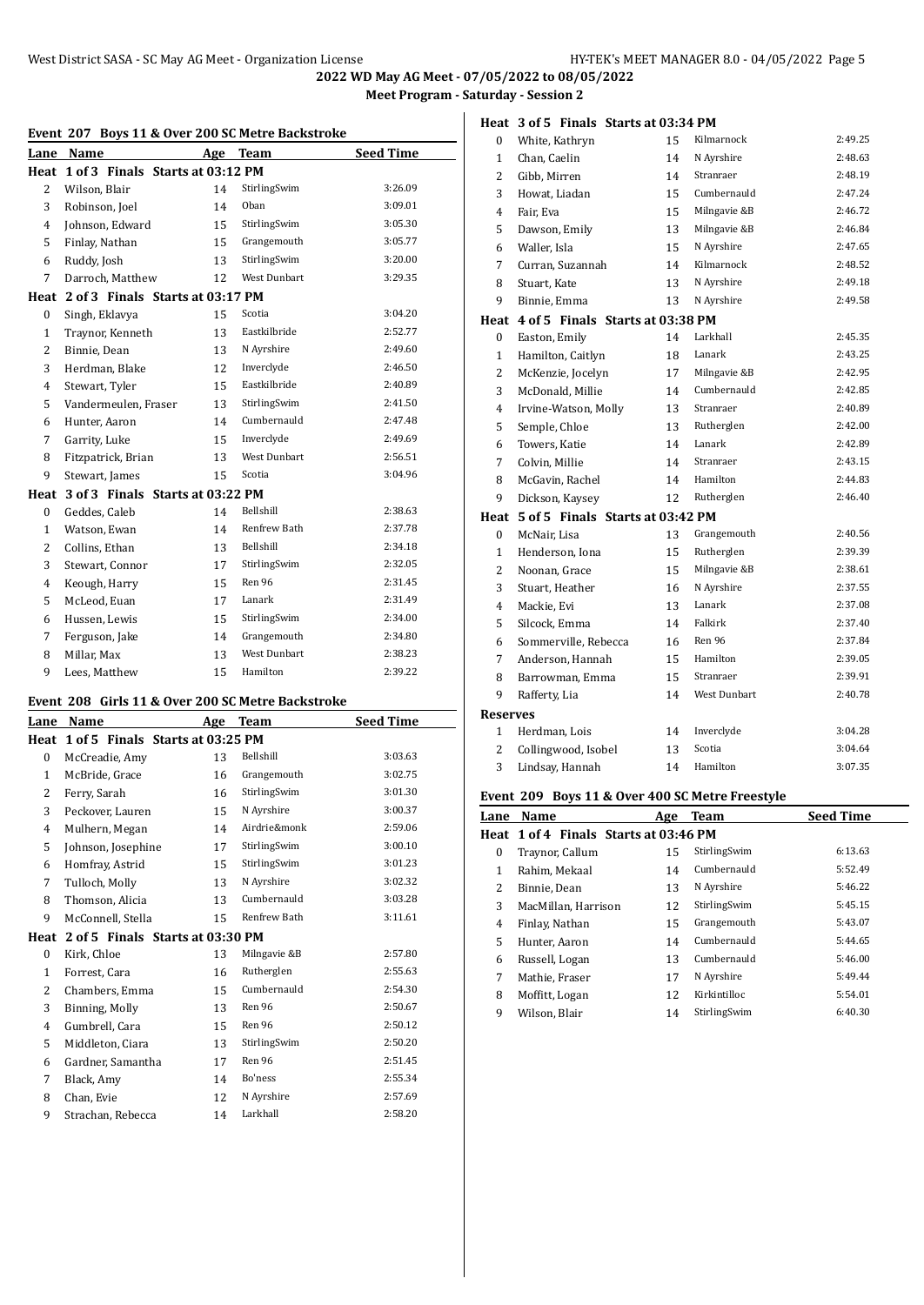**2022 WD May AG Meet - 07/05/2022 to 08/05/2022**

**Meet Program - Saturday - Session 2**

### Event 207 Boys 11 & Over 200 SC Metre Backstroke

| Lane | Name | Age | Team | Seed Time |
|---|---|---|---|---|
| **Heat 1 of 3 Finals Starts at 03:12 PM** | | | | |
| 2 | Wilson, Blair | 14 | StirlingSwim | 3:26.09 |
| 3 | Robinson, Joel | 14 | Oban | 3:09.01 |
| 4 | Johnson, Edward | 15 | StirlingSwim | 3:05.30 |
| 5 | Finlay, Nathan | 15 | Grangemouth | 3:05.77 |
| 6 | Ruddy, Josh | 13 | StirlingSwim | 3:20.00 |
| 7 | Darroch, Matthew | 12 | West Dunbart | 3:29.35 |
| **Heat 2 of 3 Finals Starts at 03:17 PM** | | | | |
| 0 | Singh, Eklavya | 15 | Scotia | 3:04.20 |
| 1 | Traynor, Kenneth | 13 | Eastkilbride | 2:52.77 |
| 2 | Binnie, Dean | 13 | N Ayrshire | 2:49.60 |
| 3 | Herdman, Blake | 12 | Inverclyde | 2:46.50 |
| 4 | Stewart, Tyler | 15 | Eastkilbride | 2:40.89 |
| 5 | Vandermeulen, Fraser | 13 | StirlingSwim | 2:41.50 |
| 6 | Hunter, Aaron | 14 | Cumbernauld | 2:47.48 |
| 7 | Garrity, Luke | 15 | Inverclyde | 2:49.69 |
| 8 | Fitzpatrick, Brian | 13 | West Dunbart | 2:56.51 |
| 9 | Stewart, James | 15 | Scotia | 3:04.96 |
| **Heat 3 of 3 Finals Starts at 03:22 PM** | | | | |
| 0 | Geddes, Caleb | 14 | Bellshill | 2:38.63 |
| 1 | Watson, Ewan | 14 | Renfrew Bath | 2:37.78 |
| 2 | Collins, Ethan | 13 | Bellshill | 2:34.18 |
| 3 | Stewart, Connor | 17 | StirlingSwim | 2:32.05 |
| 4 | Keough, Harry | 15 | Ren 96 | 2:31.45 |
| 5 | McLeod, Euan | 17 | Lanark | 2:31.49 |
| 6 | Hussen, Lewis | 15 | StirlingSwim | 2:34.00 |
| 7 | Ferguson, Jake | 14 | Grangemouth | 2:34.80 |
| 8 | Millar, Max | 13 | West Dunbart | 2:38.23 |
| 9 | Lees, Matthew | 15 | Hamilton | 2:39.22 |

### Event 208 Girls 11 & Over 200 SC Metre Backstroke

| Lane | Name | Age | Team | Seed Time |
|---|---|---|---|---|
| **Heat 1 of 5 Finals Starts at 03:25 PM** | | | | |
| 0 | McCreadie, Amy | 13 | Bellshill | 3:03.63 |
| 1 | McBride, Grace | 16 | Grangemouth | 3:02.75 |
| 2 | Ferry, Sarah | 16 | StirlingSwim | 3:01.30 |
| 3 | Peckover, Lauren | 15 | N Ayrshire | 3:00.37 |
| 4 | Mulhern, Megan | 14 | Airdrie&monk | 2:59.06 |
| 5 | Johnson, Josephine | 17 | StirlingSwim | 3:00.10 |
| 6 | Homfray, Astrid | 15 | StirlingSwim | 3:01.23 |
| 7 | Tulloch, Molly | 13 | N Ayrshire | 3:02.32 |
| 8 | Thomson, Alicia | 13 | Cumbernauld | 3:03.28 |
| 9 | McConnell, Stella | 15 | Renfrew Bath | 3:11.61 |
| **Heat 2 of 5 Finals Starts at 03:30 PM** | | | | |
| 0 | Kirk, Chloe | 13 | Milngavie &B | 2:57.80 |
| 1 | Forrest, Cara | 16 | Rutherglen | 2:55.63 |
| 2 | Chambers, Emma | 15 | Cumbernauld | 2:54.30 |
| 3 | Binning, Molly | 13 | Ren 96 | 2:50.67 |
| 4 | Gumbrell, Cara | 15 | Ren 96 | 2:50.12 |
| 5 | Middleton, Ciara | 13 | StirlingSwim | 2:50.20 |
| 6 | Gardner, Samantha | 17 | Ren 96 | 2:51.45 |
| 7 | Black, Amy | 14 | Bo'ness | 2:55.34 |
| 8 | Chan, Evie | 12 | N Ayrshire | 2:57.69 |
| 9 | Strachan, Rebecca | 14 | Larkhall | 2:58.20 |
| **Heat 3 of 5 Finals Starts at 03:34 PM** | | | | |
| 0 | White, Kathryn | 15 | Kilmarnock | 2:49.25 |
| 1 | Chan, Caelin | 14 | N Ayrshire | 2:48.63 |
| 2 | Gibb, Mirren | 14 | Stranraer | 2:48.19 |
| 3 | Howat, Liadan | 15 | Cumbernauld | 2:47.24 |
| 4 | Fair, Eva | 15 | Milngavie &B | 2:46.72 |
| 5 | Dawson, Emily | 13 | Milngavie &B | 2:46.84 |
| 6 | Waller, Isla | 15 | N Ayrshire | 2:47.65 |
| 7 | Curran, Suzannah | 14 | Kilmarnock | 2:48.52 |
| 8 | Stuart, Kate | 13 | N Ayrshire | 2:49.18 |
| 9 | Binnie, Emma | 13 | N Ayrshire | 2:49.58 |
| **Heat 4 of 5 Finals Starts at 03:38 PM** | | | | |
| 0 | Easton, Emily | 14 | Larkhall | 2:45.35 |
| 1 | Hamilton, Caitlyn | 18 | Lanark | 2:43.25 |
| 2 | McKenzie, Jocelyn | 17 | Milngavie &B | 2:42.95 |
| 3 | McDonald, Millie | 14 | Cumbernauld | 2:42.85 |
| 4 | Irvine-Watson, Molly | 13 | Stranraer | 2:40.89 |
| 5 | Semple, Chloe | 13 | Rutherglen | 2:42.00 |
| 6 | Towers, Katie | 14 | Lanark | 2:42.89 |
| 7 | Colvin, Millie | 14 | Stranraer | 2:43.15 |
| 8 | McGavin, Rachel | 14 | Hamilton | 2:44.83 |
| 9 | Dickson, Kaysey | 12 | Rutherglen | 2:46.40 |
| **Heat 5 of 5 Finals Starts at 03:42 PM** | | | | |
| 0 | McNair, Lisa | 13 | Grangemouth | 2:40.56 |
| 1 | Henderson, Iona | 15 | Rutherglen | 2:39.39 |
| 2 | Noonan, Grace | 15 | Milngavie &B | 2:38.61 |
| 3 | Stuart, Heather | 16 | N Ayrshire | 2:37.55 |
| 4 | Mackie, Evi | 13 | Lanark | 2:37.08 |
| 5 | Silcock, Emma | 14 | Falkirk | 2:37.40 |
| 6 | Sommerville, Rebecca | 16 | Ren 96 | 2:37.84 |
| 7 | Anderson, Hannah | 15 | Hamilton | 2:39.05 |
| 8 | Barrowman, Emma | 15 | Stranraer | 2:39.91 |
| 9 | Rafferty, Lia | 14 | West Dunbart | 2:40.78 |
| **Reserves** | | | | |
| 1 | Herdman, Lois | 14 | Inverclyde | 3:04.28 |
| 2 | Collingwood, Isobel | 13 | Scotia | 3:04.64 |
| 3 | Lindsay, Hannah | 14 | Hamilton | 3:07.35 |

### Event 209 Boys 11 & Over 400 SC Metre Freestyle

| Lane | Name | Age | Team | Seed Time |
|---|---|---|---|---|
| **Heat 1 of 4 Finals Starts at 03:46 PM** | | | | |
| 0 | Traynor, Callum | 15 | StirlingSwim | 6:13.63 |
| 1 | Rahim, Mekaal | 14 | Cumbernauld | 5:52.49 |
| 2 | Binnie, Dean | 13 | N Ayrshire | 5:46.22 |
| 3 | MacMillan, Harrison | 12 | StirlingSwim | 5:45.15 |
| 4 | Finlay, Nathan | 15 | Grangemouth | 5:43.07 |
| 5 | Hunter, Aaron | 14 | Cumbernauld | 5:44.65 |
| 6 | Russell, Logan | 13 | Cumbernauld | 5:46.00 |
| 7 | Mathie, Fraser | 17 | N Ayrshire | 5:49.44 |
| 8 | Moffitt, Logan | 12 | Kirkintilloc | 5:54.01 |
| 9 | Wilson, Blair | 14 | StirlingSwim | 6:40.30 |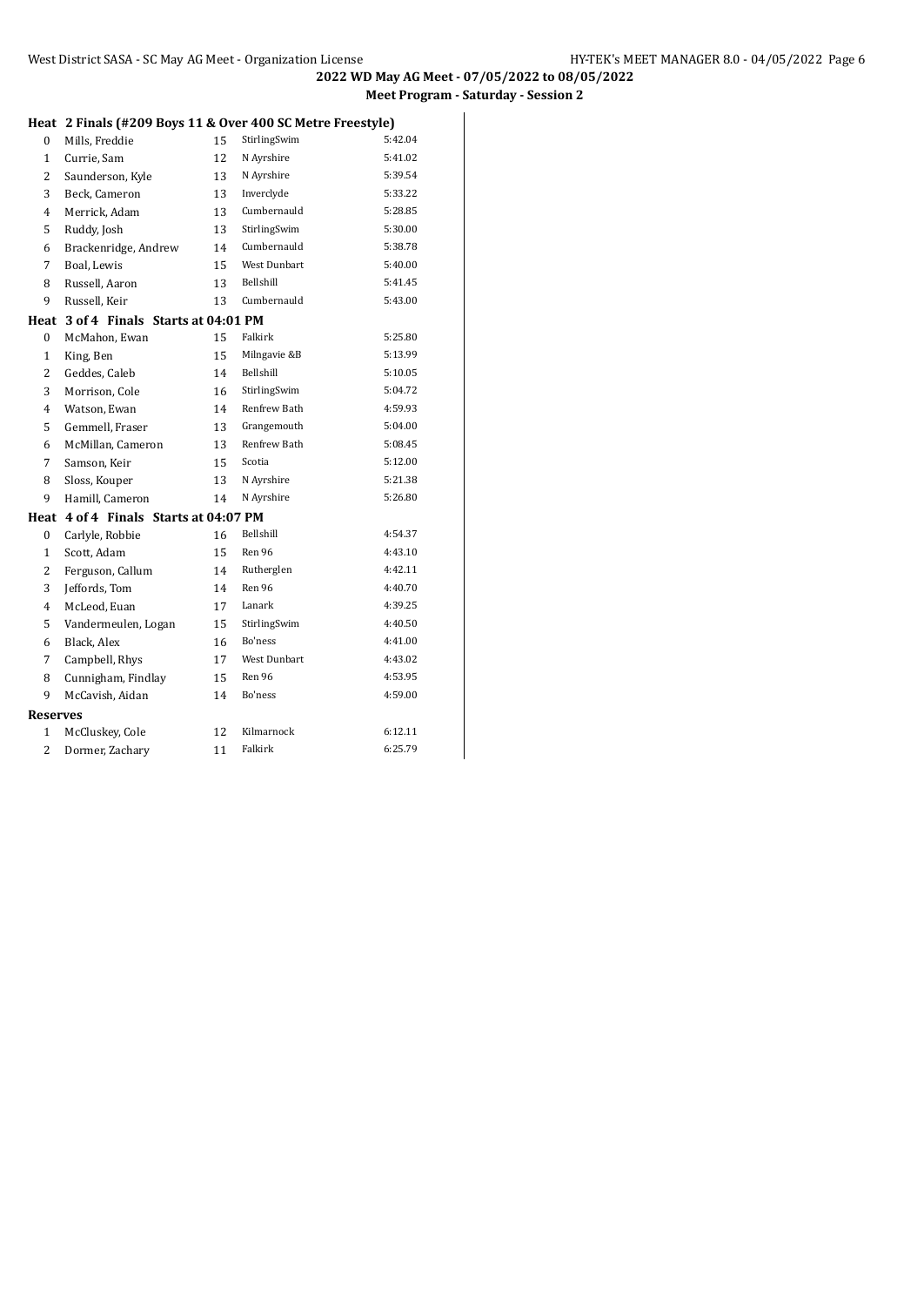**2022 WD May AG Meet - 07/05/2022 to 08/05/2022**

**Meet Program - Saturday - Session 2**

**Heat 2 Finals (#209 Boys 11 & Over 400 SC Metre Freestyle)**

| | | | | |
|---|---|---|---|---|
| 0 | Mills, Freddie | 15 | StirlingSwim | 5:42.04 |
| 1 | Currie, Sam | 12 | N Ayrshire | 5:41.02 |
| 2 | Saunderson, Kyle | 13 | N Ayrshire | 5:39.54 |
| 3 | Beck, Cameron | 13 | Inverclyde | 5:33.22 |
| 4 | Merrick, Adam | 13 | Cumbernauld | 5:28.85 |
| 5 | Ruddy, Josh | 13 | StirlingSwim | 5:30.00 |
| 6 | Brackenridge, Andrew | 14 | Cumbernauld | 5:38.78 |
| 7 | Boal, Lewis | 15 | West Dunbart | 5:40.00 |
| 8 | Russell, Aaron | 13 | Bellshill | 5:41.45 |
| 9 | Russell, Keir | 13 | Cumbernauld | 5:43.00 |

**Heat 3 of 4 Finals Starts at 04:01 PM**

| | | | | |
|---|---|---|---|---|
| 0 | McMahon, Ewan | 15 | Falkirk | 5:25.80 |
| 1 | King, Ben | 15 | Milngavie &B | 5:13.99 |
| 2 | Geddes, Caleb | 14 | Bellshill | 5:10.05 |
| 3 | Morrison, Cole | 16 | StirlingSwim | 5:04.72 |
| 4 | Watson, Ewan | 14 | Renfrew Bath | 4:59.93 |
| 5 | Gemmell, Fraser | 13 | Grangemouth | 5:04.00 |
| 6 | McMillan, Cameron | 13 | Renfrew Bath | 5:08.45 |
| 7 | Samson, Keir | 15 | Scotia | 5:12.00 |
| 8 | Sloss, Kouper | 13 | N Ayrshire | 5:21.38 |
| 9 | Hamill, Cameron | 14 | N Ayrshire | 5:26.80 |

**Heat 4 of 4 Finals Starts at 04:07 PM**

| | | | | |
|---|---|---|---|---|
| 0 | Carlyle, Robbie | 16 | Bellshill | 4:54.37 |
| 1 | Scott, Adam | 15 | Ren 96 | 4:43.10 |
| 2 | Ferguson, Callum | 14 | Rutherglen | 4:42.11 |
| 3 | Jeffords, Tom | 14 | Ren 96 | 4:40.70 |
| 4 | McLeod, Euan | 17 | Lanark | 4:39.25 |
| 5 | Vandermeulen, Logan | 15 | StirlingSwim | 4:40.50 |
| 6 | Black, Alex | 16 | Bo'ness | 4:41.00 |
| 7 | Campbell, Rhys | 17 | West Dunbart | 4:43.02 |
| 8 | Cunnigham, Findlay | 15 | Ren 96 | 4:53.95 |
| 9 | McCavish, Aidan | 14 | Bo'ness | 4:59.00 |

**Reserves**

| | | | | |
|---|---|---|---|---|
| 1 | McCluskey, Cole | 12 | Kilmarnock | 6:12.11 |
| 2 | Dormer, Zachary | 11 | Falkirk | 6:25.79 |